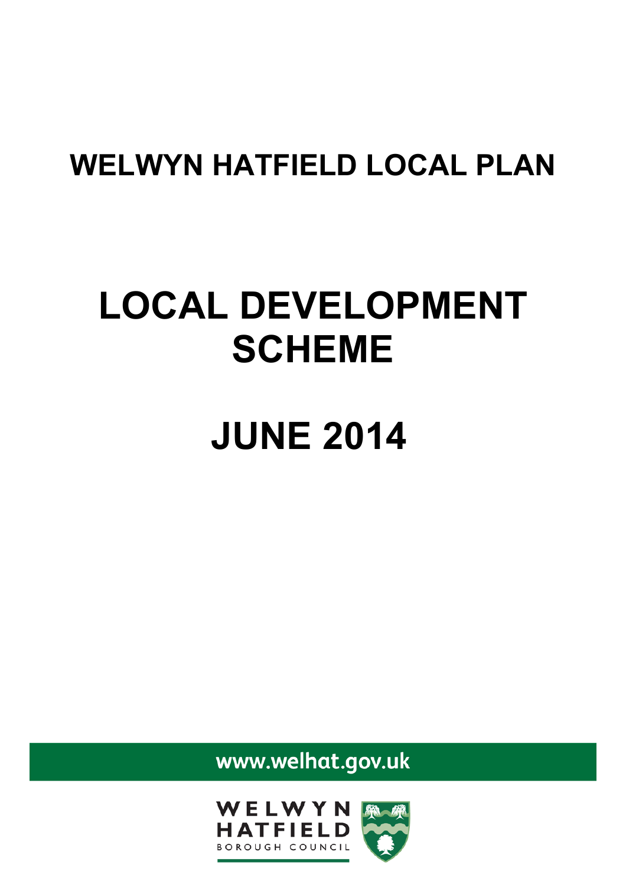# WELWYN HATFIELD LOCAL PLAN

# LOCAL DEVELOPMENT SCHEME

# JUNE 2014

www.welhat.gov.uk

WELWYN HATFIELD BOROUGH COUNCIL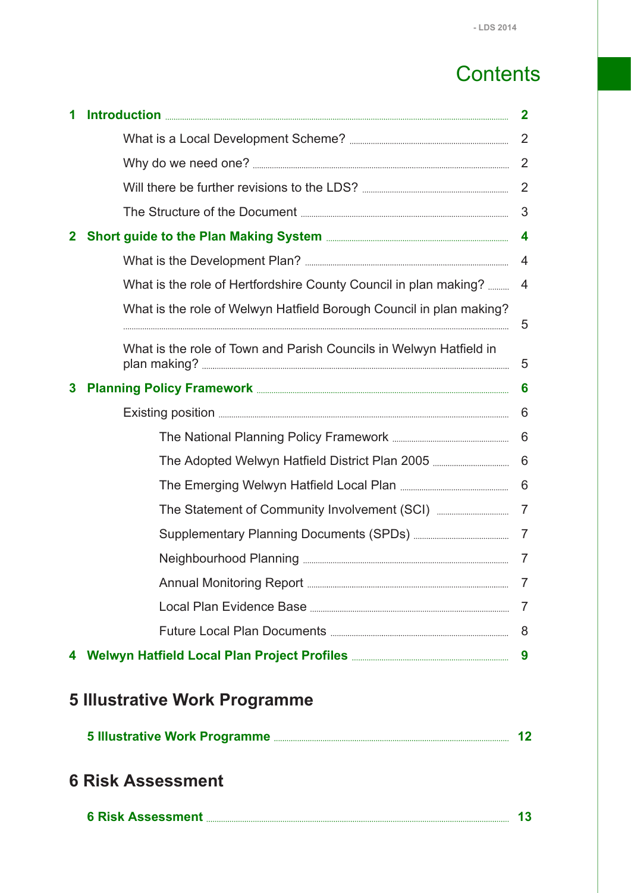# Contents

| | | |
|---|---|---|
| **1** | **Introduction** | **2** |
| | What is a Local Development Scheme? | 2 |
| | Why do we need one? | 2 |
| | Will there be further revisions to the LDS? | 2 |
| | The Structure of the Document | 3 |
| **2** | **Short guide to the Plan Making System** | **4** |
| | What is the Development Plan? | 4 |
| | What is the role of Hertfordshire County Council in plan making? | 4 |
| | What is the role of Welwyn Hatfield Borough Council in plan making? | 5 |
| | What is the role of Town and Parish Councils in Welwyn Hatfield in plan making? | 5 |
| **3** | **Planning Policy Framework** | **6** |
| | Existing position | 6 |
| | The National Planning Policy Framework | 6 |
| | The Adopted Welwyn Hatfield District Plan 2005 | 6 |
| | The Emerging Welwyn Hatfield Local Plan | 6 |
| | The Statement of Community Involvement (SCI) | 7 |
| | Supplementary Planning Documents (SPDs) | 7 |
| | Neighbourhood Planning | 7 |
| | Annual Monitoring Report | 7 |
| | Local Plan Evidence Base | 7 |
| | Future Local Plan Documents | 8 |
| **4** | **Welwyn Hatfield Local Plan Project Profiles** | **9** |

## 5 Illustrative Work Programme

| | |
|---|---|
| **5 Illustrative Work Programme** | **12** |

## 6 Risk Assessment

| | |
|---|---|
| **6 Risk Assessment** | **13** |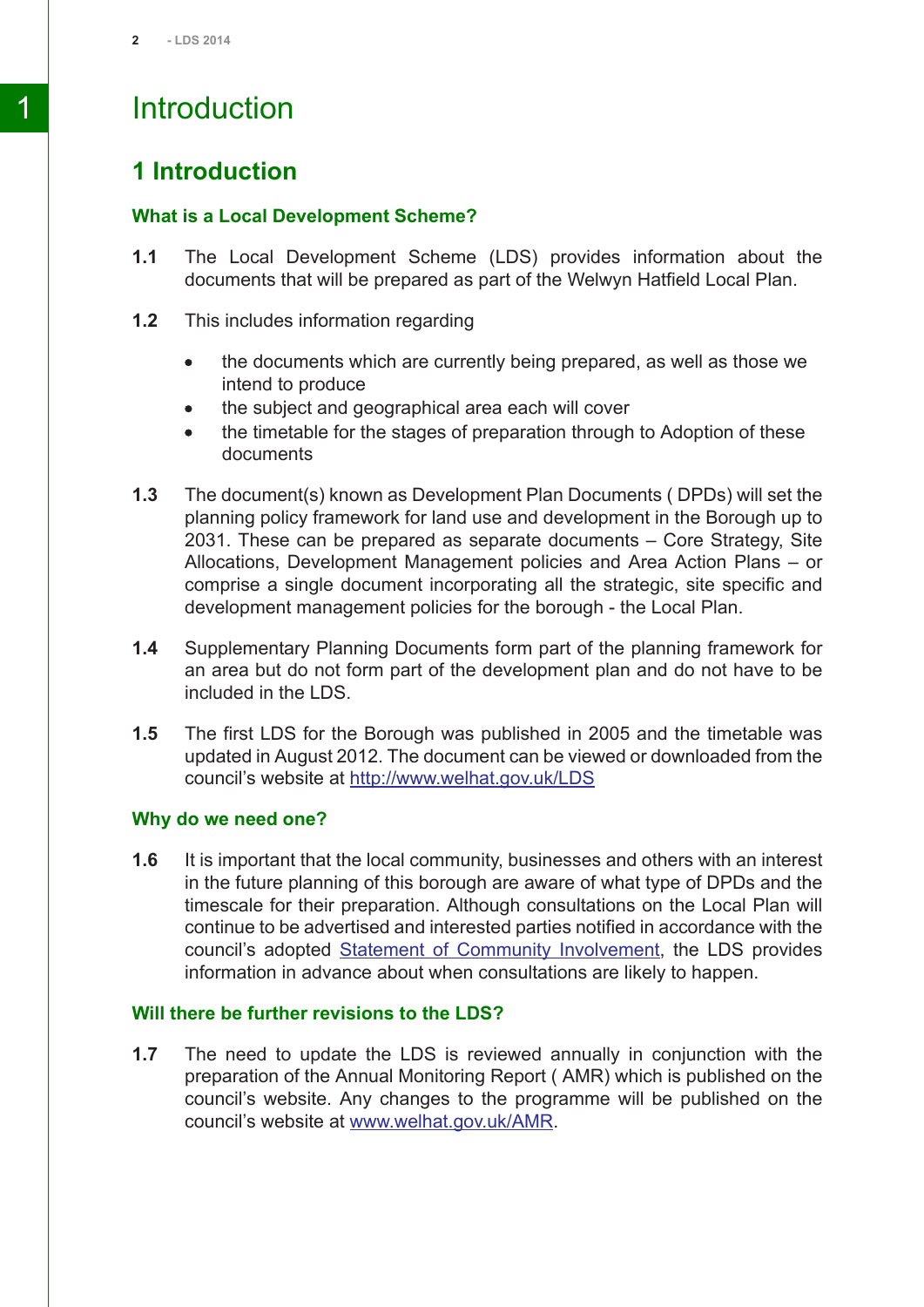# Introduction

## 1 Introduction

### What is a Local Development Scheme?

**1.1** The Local Development Scheme (LDS) provides information about the documents that will be prepared as part of the Welwyn Hatfield Local Plan.

**1.2** This includes information regarding

- the documents which are currently being prepared, as well as those we intend to produce
- the subject and geographical area each will cover
- the timetable for the stages of preparation through to Adoption of these documents

**1.3** The document(s) known as Development Plan Documents ( DPDs) will set the planning policy framework for land use and development in the Borough up to 2031. These can be prepared as separate documents – Core Strategy, Site Allocations, Development Management policies and Area Action Plans – or comprise a single document incorporating all the strategic, site specific and development management policies for the borough - the Local Plan.

**1.4** Supplementary Planning Documents form part of the planning framework for an area but do not form part of the development plan and do not have to be included in the LDS.

**1.5** The first LDS for the Borough was published in 2005 and the timetable was updated in August 2012. The document can be viewed or downloaded from the council's website at http://www.welhat.gov.uk/LDS

### Why do we need one?

**1.6** It is important that the local community, businesses and others with an interest in the future planning of this borough are aware of what type of DPDs and the timescale for their preparation. Although consultations on the Local Plan will continue to be advertised and interested parties notified in accordance with the council's adopted Statement of Community Involvement, the LDS provides information in advance about when consultations are likely to happen.

### Will there be further revisions to the LDS?

**1.7** The need to update the LDS is reviewed annually in conjunction with the preparation of the Annual Monitoring Report ( AMR) which is published on the council's website. Any changes to the programme will be published on the council's website at www.welhat.gov.uk/AMR.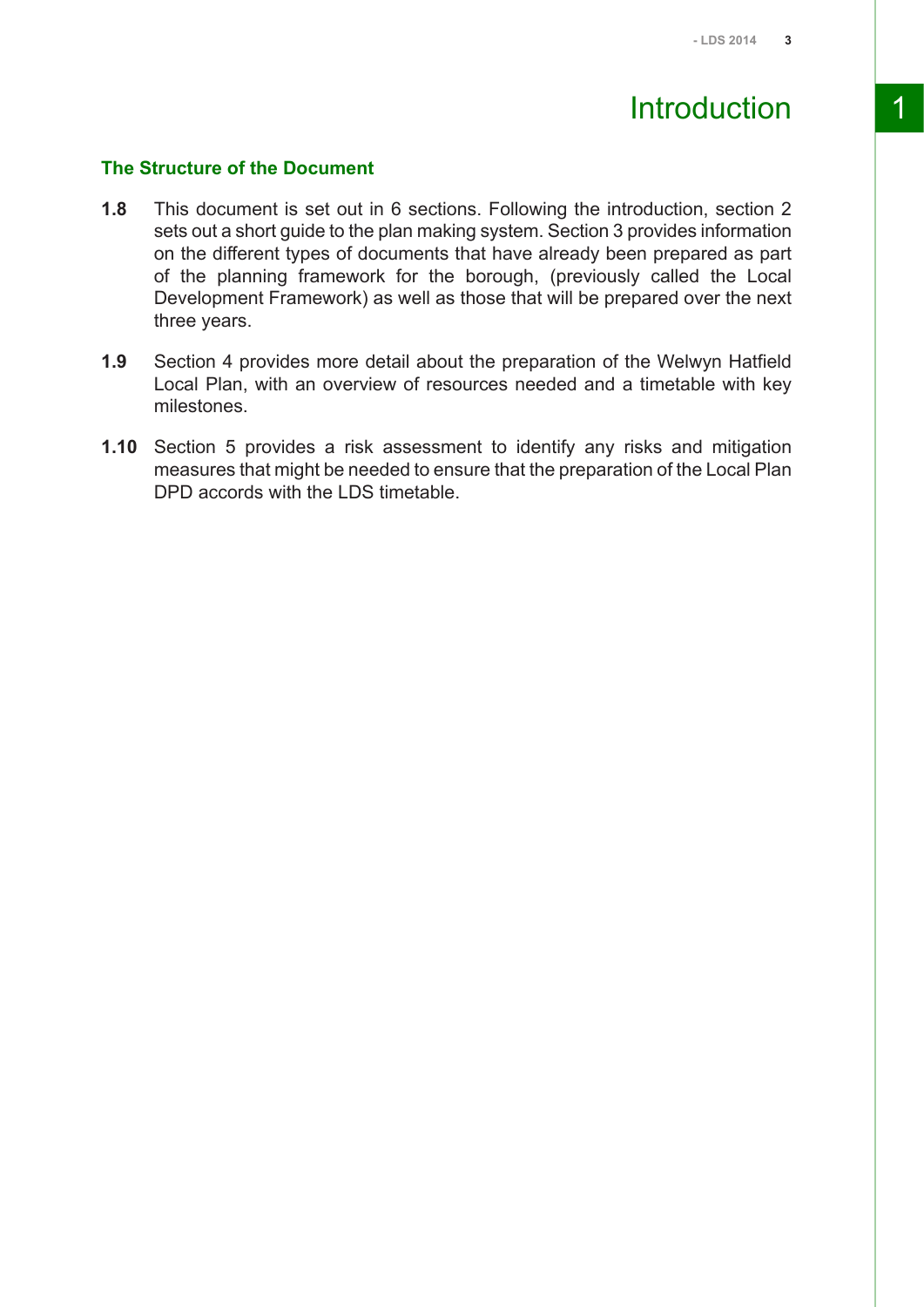# Introduction

## The Structure of the Document

**1.8** This document is set out in 6 sections. Following the introduction, section 2 sets out a short guide to the plan making system. Section 3 provides information on the different types of documents that have already been prepared as part of the planning framework for the borough, (previously called the Local Development Framework) as well as those that will be prepared over the next three years.

**1.9** Section 4 provides more detail about the preparation of the Welwyn Hatfield Local Plan, with an overview of resources needed and a timetable with key milestones.

**1.10** Section 5 provides a risk assessment to identify any risks and mitigation measures that might be needed to ensure that the preparation of the Local Plan DPD accords with the LDS timetable.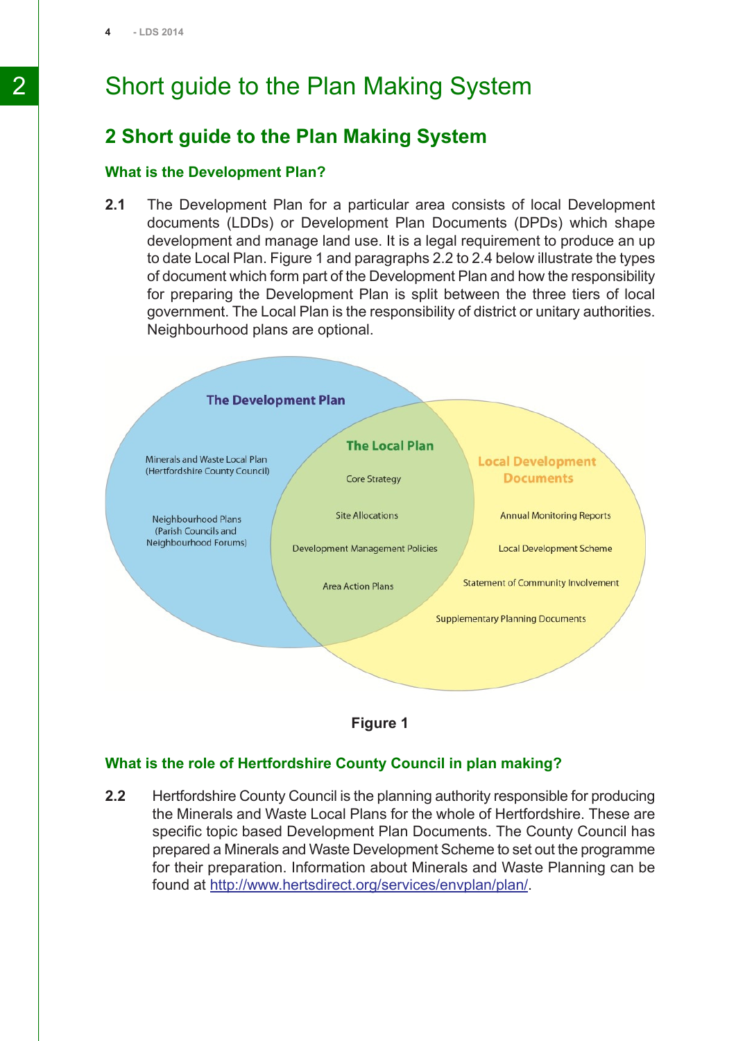# Short guide to the Plan Making System

## 2 Short guide to the Plan Making System

### What is the Development Plan?

**2.1** The Development Plan for a particular area consists of local Development documents (LDDs) or Development Plan Documents (DPDs) which shape development and manage land use. It is a legal requirement to produce an up to date Local Plan. Figure 1 and paragraphs 2.2 to 2.4 below illustrate the types of document which form part of the Development Plan and how the responsibility for preparing the Development Plan is split between the three tiers of local government. The Local Plan is the responsibility of district or unitary authorities. Neighbourhood plans are optional.

**The Development Plan**

- Minerals and Waste Local Plan (Hertfordshire County Council)
- Neighbourhood Plans (Parish Councils and Neighbourhood Forums)

**The Local Plan**

- Core Strategy
- Site Allocations
- Development Management Policies
- Area Action Plans

**Local Development Documents**

- Annual Monitoring Reports
- Local Development Scheme
- Statement of Community Involvement
- Supplementary Planning Documents

Figure 1

### What is the role of Hertfordshire County Council in plan making?

**2.2** Hertfordshire County Council is the planning authority responsible for producing the Minerals and Waste Local Plans for the whole of Hertfordshire. These are specific topic based Development Plan Documents. The County Council has prepared a Minerals and Waste Development Scheme to set out the programme for their preparation. Information about Minerals and Waste Planning can be found at http://www.hertsdirect.org/services/envplan/plan/.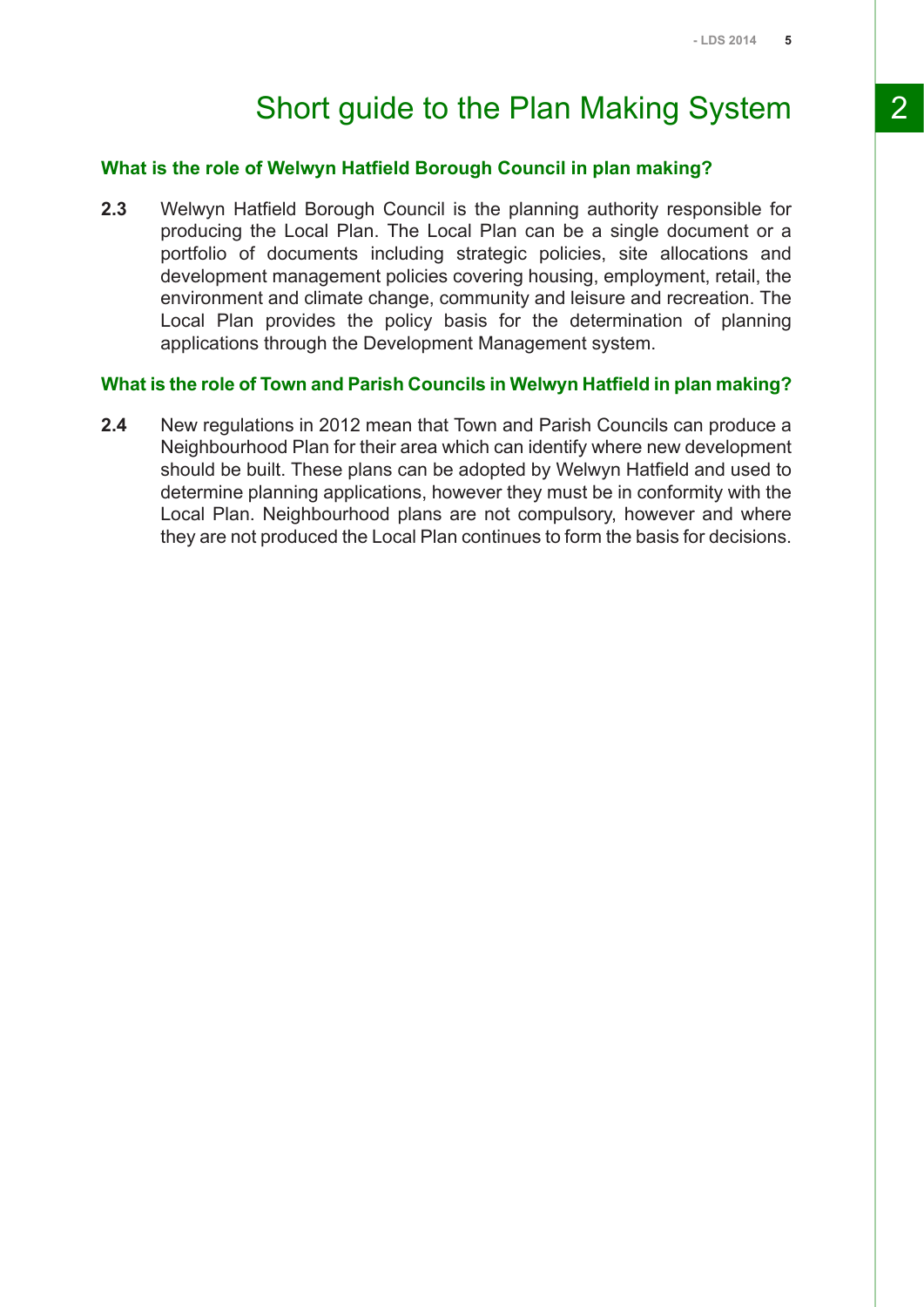# Short guide to the Plan Making System

### What is the role of Welwyn Hatfield Borough Council in plan making?

**2.3** Welwyn Hatfield Borough Council is the planning authority responsible for producing the Local Plan. The Local Plan can be a single document or a portfolio of documents including strategic policies, site allocations and development management policies covering housing, employment, retail, the environment and climate change, community and leisure and recreation. The Local Plan provides the policy basis for the determination of planning applications through the Development Management system.

### What is the role of Town and Parish Councils in Welwyn Hatfield in plan making?

**2.4** New regulations in 2012 mean that Town and Parish Councils can produce a Neighbourhood Plan for their area which can identify where new development should be built. These plans can be adopted by Welwyn Hatfield and used to determine planning applications, however they must be in conformity with the Local Plan. Neighbourhood plans are not compulsory, however and where they are not produced the Local Plan continues to form the basis for decisions.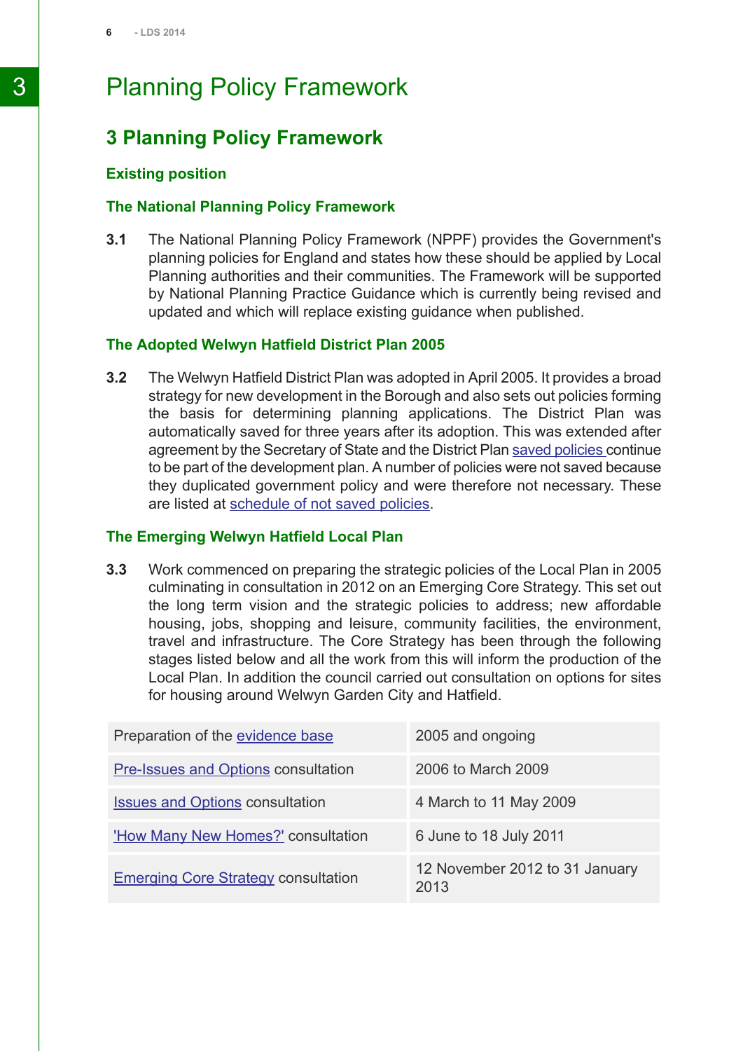# Planning Policy Framework

## 3 Planning Policy Framework

### Existing position

#### The National Planning Policy Framework

**3.1** The National Planning Policy Framework (NPPF) provides the Government's planning policies for England and states how these should be applied by Local Planning authorities and their communities. The Framework will be supported by National Planning Practice Guidance which is currently being revised and updated and which will replace existing guidance when published.

#### The Adopted Welwyn Hatfield District Plan 2005

**3.2** The Welwyn Hatfield District Plan was adopted in April 2005. It provides a broad strategy for new development in the Borough and also sets out policies forming the basis for determining planning applications. The District Plan was automatically saved for three years after its adoption. This was extended after agreement by the Secretary of State and the District Plan saved policies continue to be part of the development plan. A number of policies were not saved because they duplicated government policy and were therefore not necessary. These are listed at schedule of not saved policies.

#### The Emerging Welwyn Hatfield Local Plan

**3.3** Work commenced on preparing the strategic policies of the Local Plan in 2005 culminating in consultation in 2012 on an Emerging Core Strategy. This set out the long term vision and the strategic policies to address; new affordable housing, jobs, shopping and leisure, community facilities, the environment, travel and infrastructure. The Core Strategy has been through the following stages listed below and all the work from this will inform the production of the Local Plan. In addition the council carried out consultation on options for sites for housing around Welwyn Garden City and Hatfield.

| Stage | Date |
|---|---|
| Preparation of the evidence base | 2005 and ongoing |
| Pre-Issues and Options consultation | 2006 to March 2009 |
| Issues and Options consultation | 4 March to 11 May 2009 |
| 'How Many New Homes?' consultation | 6 June to 18 July 2011 |
| Emerging Core Strategy consultation | 12 November 2012 to 31 January 2013 |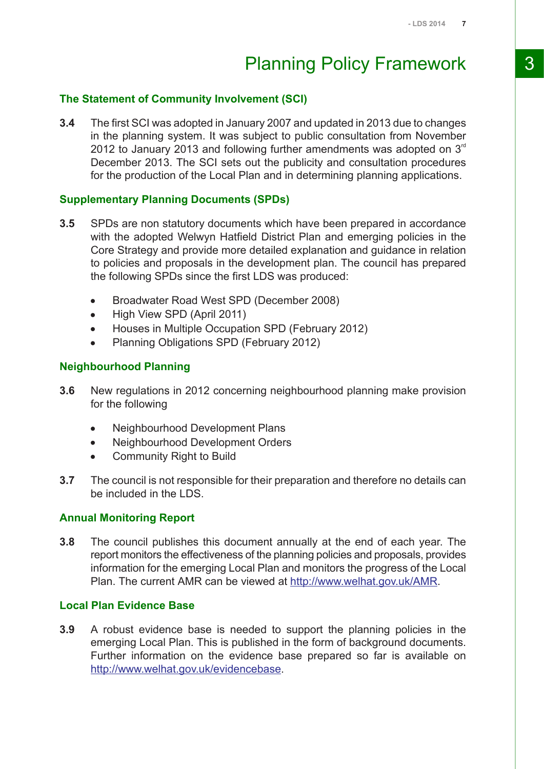# Planning Policy Framework

## The Statement of Community Involvement (SCI)

**3.4** The first SCI was adopted in January 2007 and updated in 2013 due to changes in the planning system. It was subject to public consultation from November 2012 to January 2013 and following further amendments was adopted on 3rd December 2013. The SCI sets out the publicity and consultation procedures for the production of the Local Plan and in determining planning applications.

## Supplementary Planning Documents (SPDs)

**3.5** SPDs are non statutory documents which have been prepared in accordance with the adopted Welwyn Hatfield District Plan and emerging policies in the Core Strategy and provide more detailed explanation and guidance in relation to policies and proposals in the development plan. The council has prepared the following SPDs since the first LDS was produced:

- Broadwater Road West SPD (December 2008)
- High View SPD (April 2011)
- Houses in Multiple Occupation SPD (February 2012)
- Planning Obligations SPD (February 2012)

## Neighbourhood Planning

**3.6** New regulations in 2012 concerning neighbourhood planning make provision for the following

- Neighbourhood Development Plans
- Neighbourhood Development Orders
- Community Right to Build

**3.7** The council is not responsible for their preparation and therefore no details can be included in the LDS.

## Annual Monitoring Report

**3.8** The council publishes this document annually at the end of each year. The report monitors the effectiveness of the planning policies and proposals, provides information for the emerging Local Plan and monitors the progress of the Local Plan. The current AMR can be viewed at http://www.welhat.gov.uk/AMR.

## Local Plan Evidence Base

**3.9** A robust evidence base is needed to support the planning policies in the emerging Local Plan. This is published in the form of background documents. Further information on the evidence base prepared so far is available on http://www.welhat.gov.uk/evidencebase.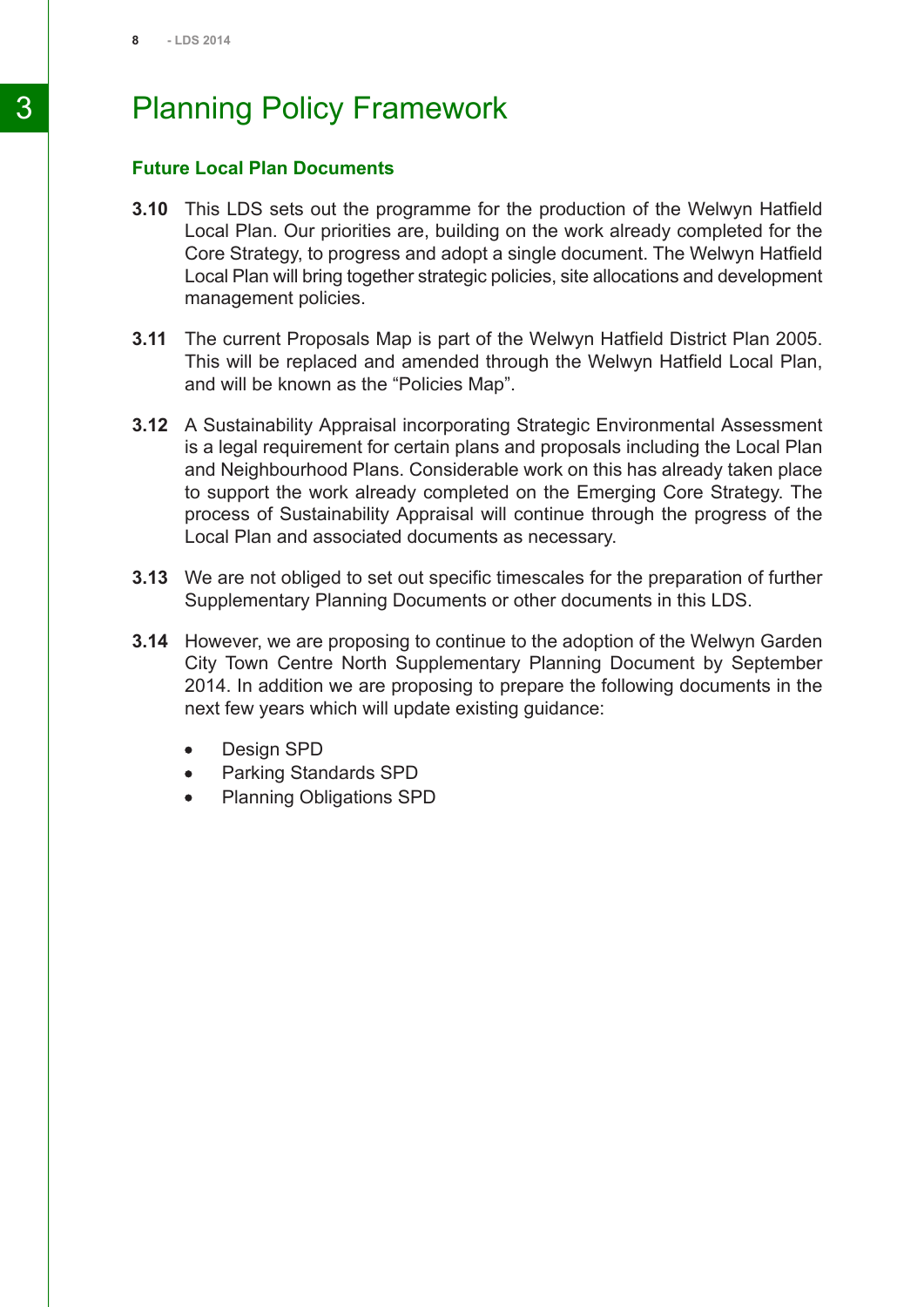# Planning Policy Framework

### Future Local Plan Documents

**3.10** This LDS sets out the programme for the production of the Welwyn Hatfield Local Plan. Our priorities are, building on the work already completed for the Core Strategy, to progress and adopt a single document. The Welwyn Hatfield Local Plan will bring together strategic policies, site allocations and development management policies.

**3.11** The current Proposals Map is part of the Welwyn Hatfield District Plan 2005. This will be replaced and amended through the Welwyn Hatfield Local Plan, and will be known as the "Policies Map".

**3.12** A Sustainability Appraisal incorporating Strategic Environmental Assessment is a legal requirement for certain plans and proposals including the Local Plan and Neighbourhood Plans. Considerable work on this has already taken place to support the work already completed on the Emerging Core Strategy. The process of Sustainability Appraisal will continue through the progress of the Local Plan and associated documents as necessary.

**3.13** We are not obliged to set out specific timescales for the preparation of further Supplementary Planning Documents or other documents in this LDS.

**3.14** However, we are proposing to continue to the adoption of the Welwyn Garden City Town Centre North Supplementary Planning Document by September 2014. In addition we are proposing to prepare the following documents in the next few years which will update existing guidance:

- Design SPD
- Parking Standards SPD
- Planning Obligations SPD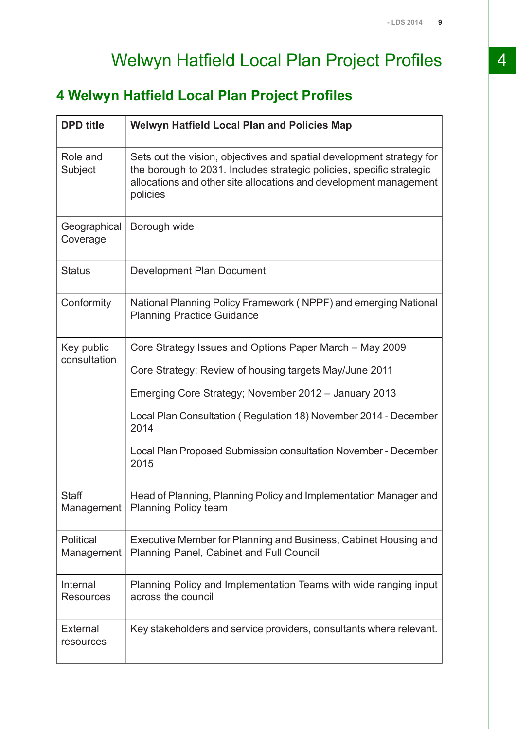# Welwyn Hatfield Local Plan Project Profiles

## 4 Welwyn Hatfield Local Plan Project Profiles

| DPD title | Welwyn Hatfield Local Plan and Policies Map |
|---|---|
| Role and Subject | Sets out the vision, objectives and spatial development strategy for the borough to 2031. Includes strategic policies, specific strategic allocations and other site allocations and development management policies |
| Geographical Coverage | Borough wide |
| Status | Development Plan Document |
| Conformity | National Planning Policy Framework ( NPPF) and emerging National Planning Practice Guidance |
| Key public consultation | Core Strategy Issues and Options Paper March – May 2009<br><br>Core Strategy: Review of housing targets May/June 2011<br><br>Emerging Core Strategy; November 2012 – January 2013<br><br>Local Plan Consultation ( Regulation 18) November 2014 - December 2014<br><br>Local Plan Proposed Submission consultation November - December 2015 |
| Staff Management | Head of Planning, Planning Policy and Implementation Manager and Planning Policy team |
| Political Management | Executive Member for Planning and Business, Cabinet Housing and Planning Panel, Cabinet and Full Council |
| Internal Resources | Planning Policy and Implementation Teams with wide ranging input across the council |
| External resources | Key stakeholders and service providers, consultants where relevant. |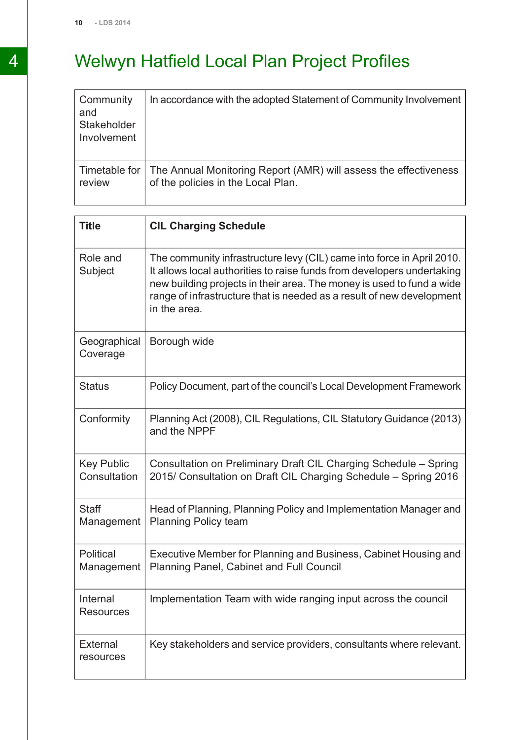# Welwyn Hatfield Local Plan Project Profiles

| | |
|---|---|
| Community and Stakeholder Involvement | In accordance with the adopted Statement of Community Involvement |
| Timetable for review | The Annual Monitoring Report (AMR) will assess the effectiveness of the policies in the Local Plan. |

| **Title** | **CIL Charging Schedule** |
|---|---|
| Role and Subject | The community infrastructure levy (CIL) came into force in April 2010. It allows local authorities to raise funds from developers undertaking new building projects in their area. The money is used to fund a wide range of infrastructure that is needed as a result of new development in the area. |
| Geographical Coverage | Borough wide |
| Status | Policy Document, part of the council's Local Development Framework |
| Conformity | Planning Act (2008), CIL Regulations, CIL Statutory Guidance (2013) and the NPPF |
| Key Public Consultation | Consultation on Preliminary Draft CIL Charging Schedule – Spring 2015/ Consultation on Draft CIL Charging Schedule – Spring 2016 |
| Staff Management | Head of Planning, Planning Policy and Implementation Manager and Planning Policy team |
| Political Management | Executive Member for Planning and Business, Cabinet Housing and Planning Panel, Cabinet and Full Council |
| Internal Resources | Implementation Team with wide ranging input across the council |
| External resources | Key stakeholders and service providers, consultants where relevant. |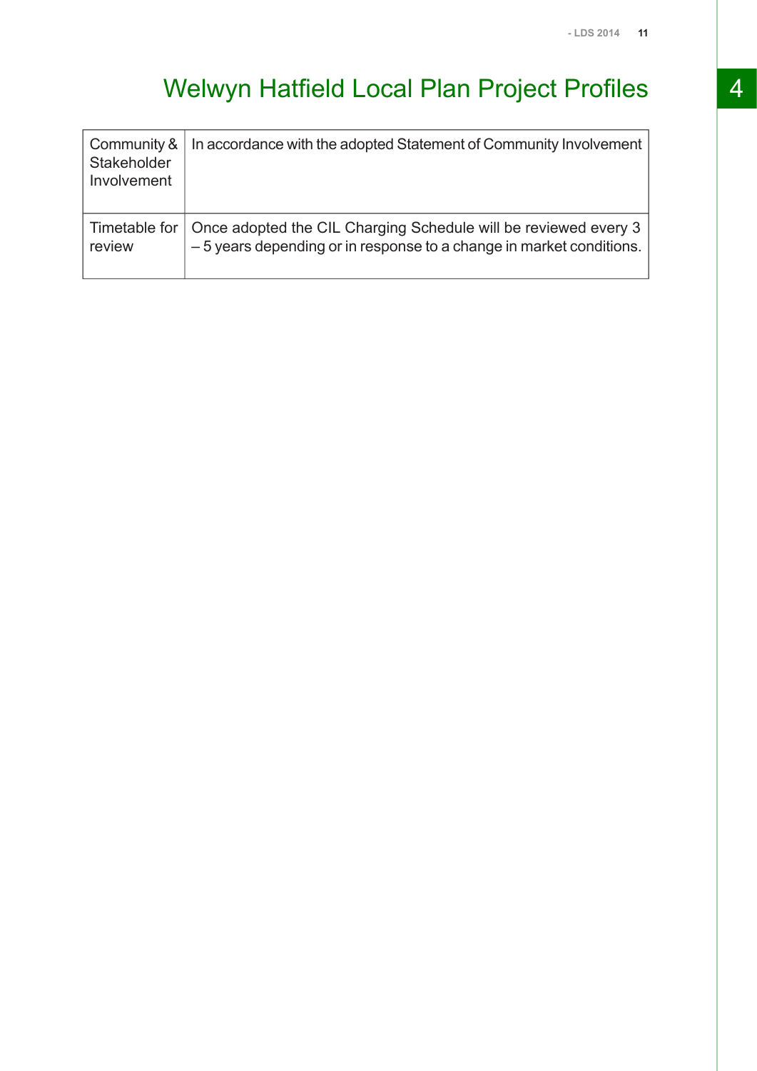# Welwyn Hatfield Local Plan Project Profiles

| | |
|---|---|
| Community & Stakeholder Involvement | In accordance with the adopted Statement of Community Involvement |
| Timetable for review | Once adopted the CIL Charging Schedule will be reviewed every 3 – 5 years depending or in response to a change in market conditions. |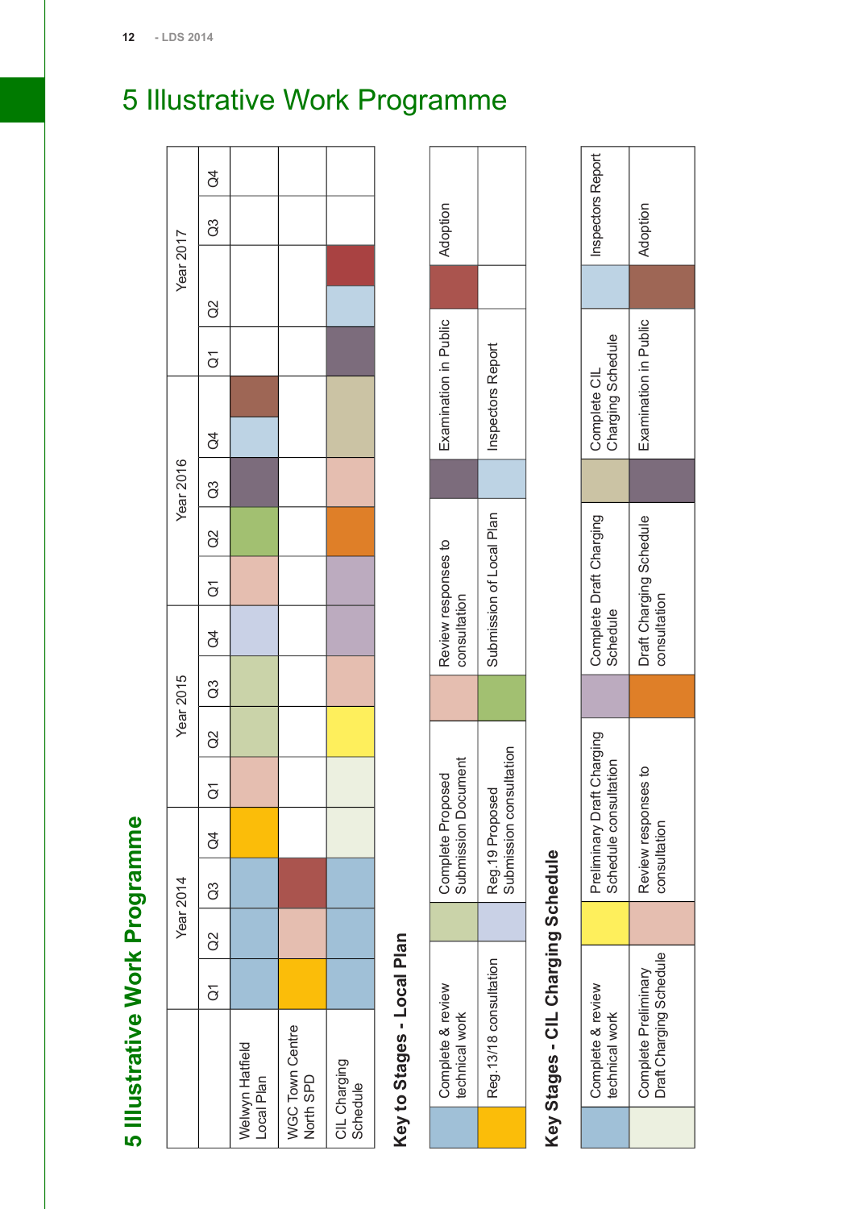# 5 Illustrative Work Programme

## 5 Illustrative Work Programme

| | Year 2014 | | | | Year 2015 | | | | Year 2016 | | | | Year 2017 | | | |
|---|---|---|---|---|---|---|---|---|---|---|---|---|---|---|---|---|
| | Q1 | Q2 | Q3 | Q4 | Q1 | Q2 | Q3 | Q4 | Q1 | Q2 | Q3 | Q4 | Q1 | Q2 | Q3 | Q4 |
| Welwyn Hatfield Local Plan | Complete & review technical work | Complete & review technical work | Complete & review technical work | Reg.13/18 consultation | Review responses to consultation | Complete Proposed Submission Document | Complete Proposed Submission Document | Reg.19 Proposed Submission consultation | Review responses to consultation | Submission of Local Plan | Examination in Public | Inspectors Report / Adoption | | | | |
| WGC Town Centre North SPD | Reg.13/18 consultation | Review responses to consultation | Adoption | | | | | | | | | | | | | |
| CIL Charging Schedule | Complete & review technical work | Complete & review technical work | Complete & review technical work | Complete Preliminary Draft Charging Schedule | Complete Preliminary Draft Charging Schedule | Preliminary Draft Charging Schedule consultation | Review responses to consultation | Complete Draft Charging Schedule | Complete Draft Charging Schedule | Draft Charging Schedule consultation | Review responses to consultation | Complete CIL Charging Schedule | Examination in Public | Inspectors Report / Adoption | | |

## Key to Stages - Local Plan

- Complete & review technical work
- Reg.13/18 consultation
- Complete Proposed Submission Document
- Reg.19 Proposed Submission consultation
- Review responses to consultation
- Submission of Local Plan
- Examination in Public
- Inspectors Report
- Adoption

## Key Stages - CIL Charging Schedule

- Complete & review technical work
- Complete Preliminary Draft Charging Schedule
- Preliminary Draft Charging Schedule consultation
- Review responses to consultation
- Complete Draft Charging Schedule
- Draft Charging Schedule consultation
- Complete CIL Charging Schedule
- Examination in Public
- Inspectors Report
- Adoption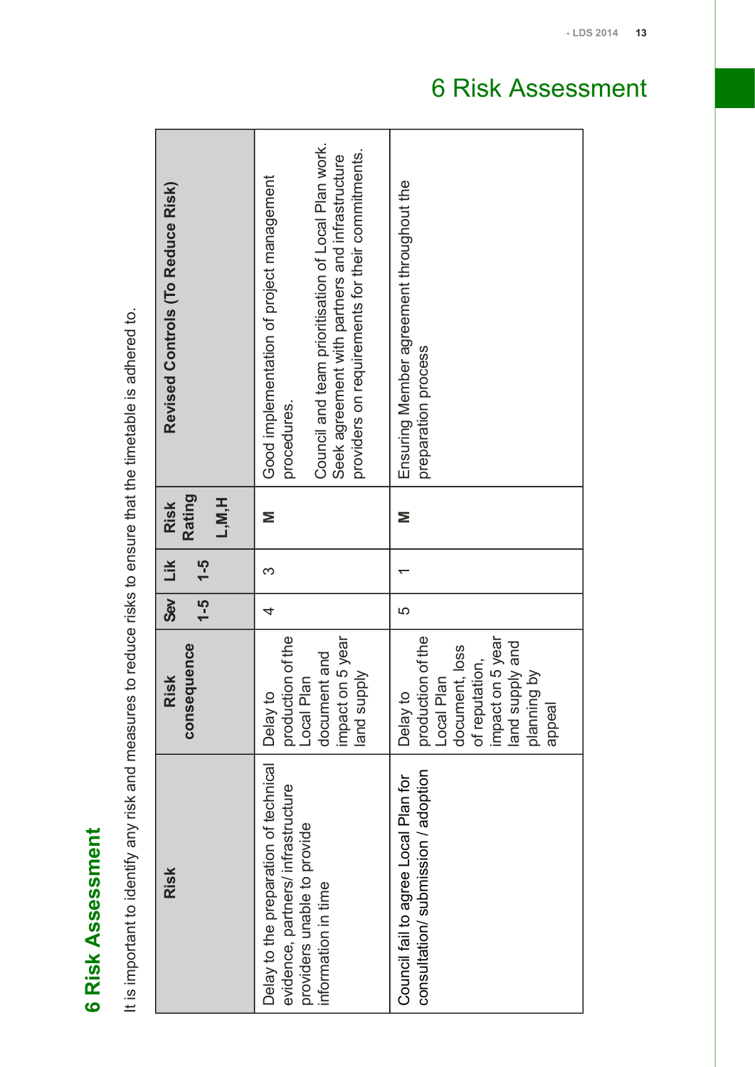# 6 Risk Assessment

It is important to identify any risk and measures to reduce risks to ensure that the timetable is adhered to.

| Risk | Risk consequence | Sev 1-5 | Lik 1-5 | Risk Rating L,M,H | Revised Controls (To Reduce Risk) |
|---|---|---|---|---|---|
| Delay to the preparation of technical evidence, partners/ infrastructure providers unable to provide information in time | Delay to production of the Local Plan document and impact on 5 year land supply | 4 | 3 | M | Good implementation of project management procedures. Council and team prioritisation of Local Plan work. Seek agreement with partners and infrastructure providers on requirements for their commitments. |
| Council fail to agree Local Plan for consultation/ submission / adoption | Delay to production of the Local Plan document, loss of reputation, impact on 5 year land supply and planning by appeal | 5 | 1 | M | Ensuring Member agreement throughout the preparation process |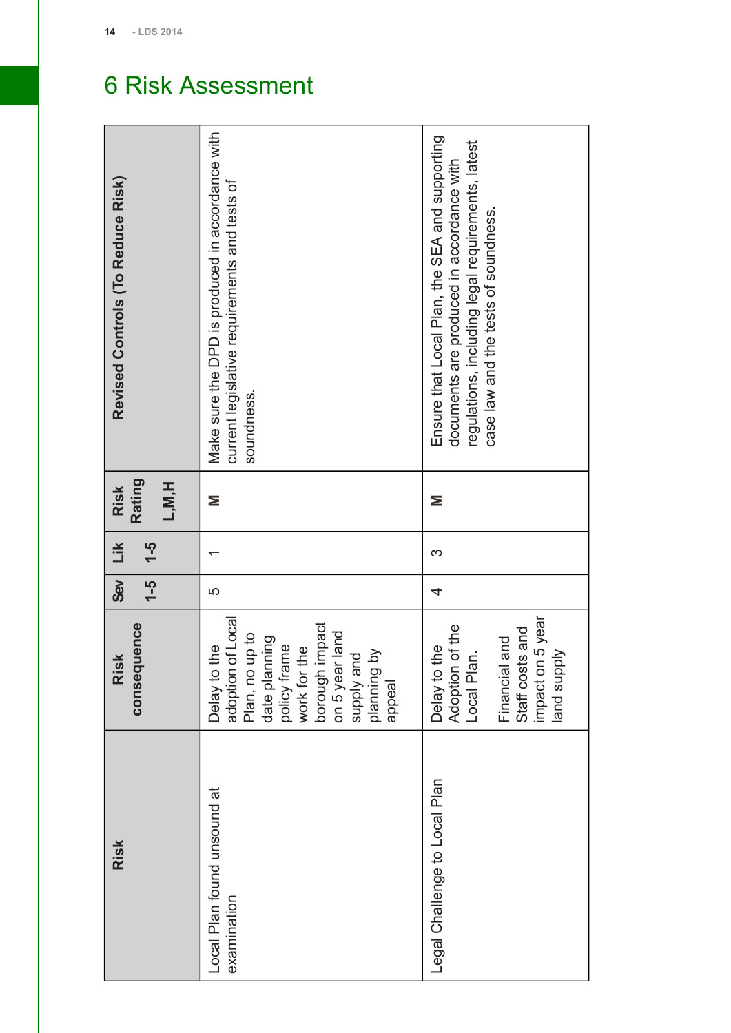# 6 Risk Assessment

| Risk | Risk consequence | Sev 1-5 | Lik 1-5 | Risk Rating L,M,H | Revised Controls (To Reduce Risk) |
|---|---|---|---|---|---|
| Local Plan found unsound at examination | Delay to the adoption of Local Plan, no up to date planning policy frame work for the borough impact on 5 year land supply and planning by appeal | 5 | 1 | M | Make sure the DPD is produced in accordance with current legislative requirements and tests of soundness. |
| Legal Challenge to Local Plan | Delay to the Adoption of the Local Plan.<br><br>Financial and Staff costs and impact on 5 year land supply | 4 | 3 | M | Ensure that Local Plan, the SEA and supporting documents are produced in accordance with regulations, including legal requirements, latest case law and the tests of soundness. |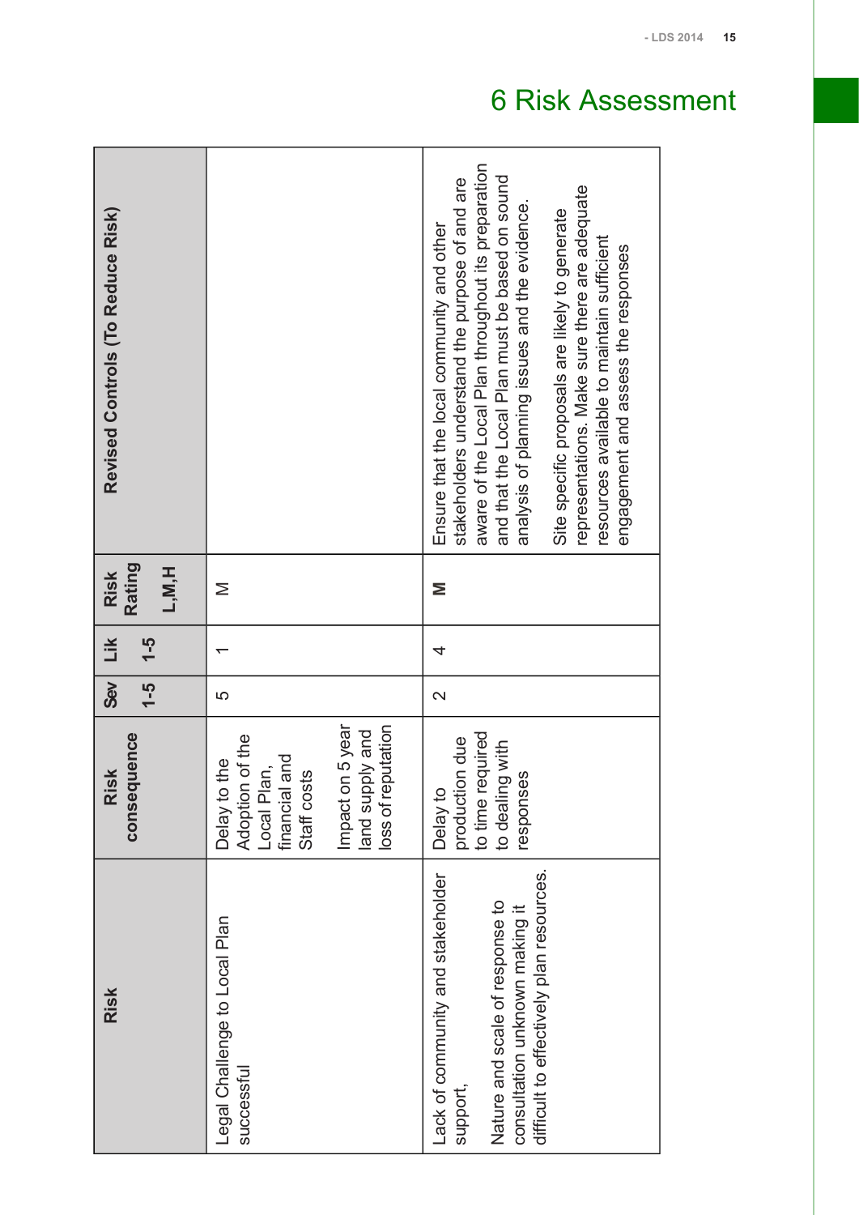# 6 Risk Assessment

| Risk | Risk consequence | Sev 1-5 | Lik 1-5 | Risk Rating L,M,H | Revised Controls (To Reduce Risk) |
|---|---|---|---|---|---|
| Legal Challenge to Local Plan successful | Delay to the Adoption of the Local Plan, financial and Staff costs<br><br>Impact on 5 year land supply and loss of reputation | 5 | 1 | M | |
| Lack of community and stakeholder support,<br><br>Nature and scale of response to consultation unknown making it difficult to effectively plan resources. | Delay to production due to time required to dealing with responses | 2 | 4 | **M** | Ensure that the local community and other stakeholders understand the purpose of and are aware of the Local Plan throughout its preparation and that the Local Plan must be based on sound analysis of planning issues and the evidence.<br><br>Site specific proposals are likely to generate representations. Make sure there are adequate resources available to maintain sufficient engagement and assess the responses |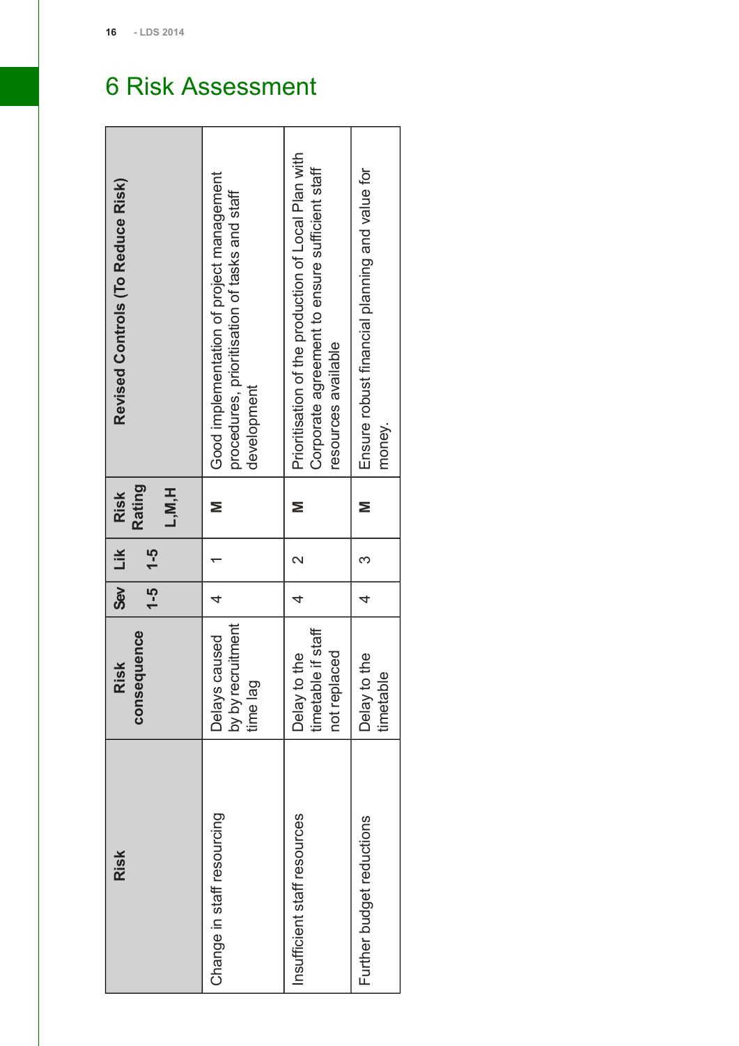# 6 Risk Assessment

| Risk | Risk consequence | Sev 1-5 | Lik 1-5 | Risk Rating L,M,H | Revised Controls (To Reduce Risk) |
|---|---|---|---|---|---|
| Change in staff resourcing | Delays caused by by recruitment time lag | 4 | 1 | M | Good implementation of project management procedures, prioritisation of tasks and staff development |
| Insufficient staff resources | Delay to the timetable if staff not replaced | 4 | 2 | M | Prioritisation of the production of Local Plan with Corporate agreement to ensure sufficient staff resources available |
| Further budget reductions | Delay to the timetable | 4 | 3 | M | Ensure robust financial planning and value for money. |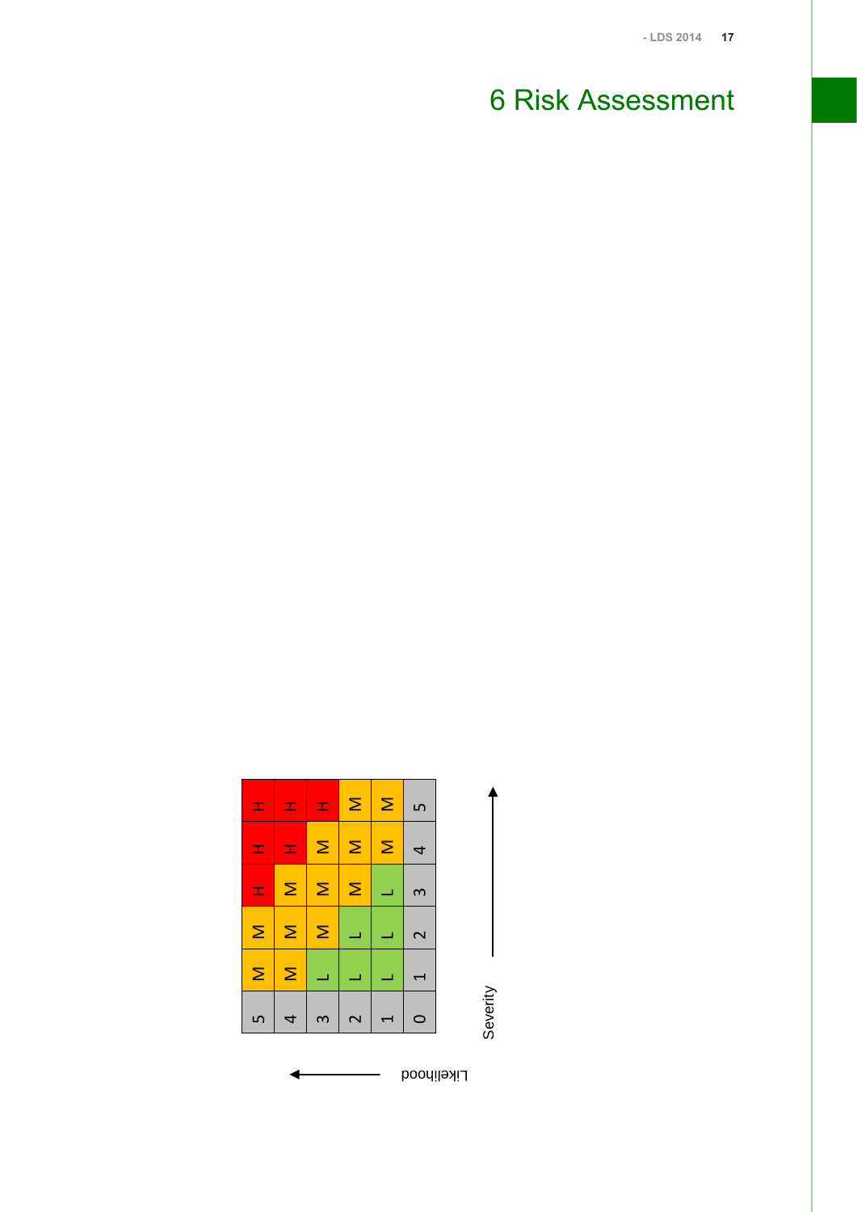# 6 Risk Assessment

| 0 | 1 | 2 | 3 | 4 | 5 |
| --- | --- | --- | --- | --- | --- |
| 5 | M | M | H | H | H |
| 4 | M | M | M | H | H |
| 3 | L | M | M | M | H |
| 2 | L | L | M | M | M |
| 1 | L | L | L | M | M |

Severity

Likelihood